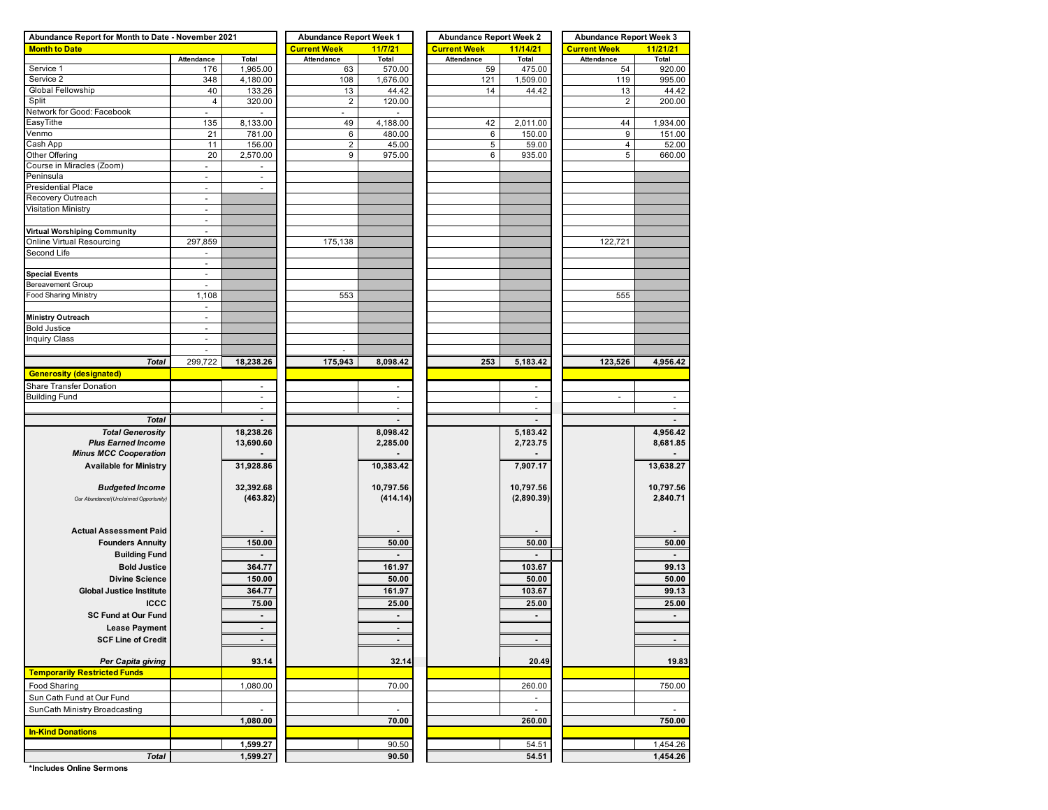| Abundance Report for Month to Date - November 2021 | | | Abundance Report Week 1 | | Abundance Report Week 2 | | Abundance Report Week 3 | |
|---|---|---|---|---|---|---|---|---|
| **Month to Date** | | | **Current Week** | **11/7/21** | **Current Week** | **11/14/21** | **Current Week** | **11/21/21** |
| | Attendance | Total | Attendance | Total | Attendance | Total | Attendance | Total |
| Service 1 | 176 | 1,965.00 | 63 | 570.00 | 59 | 475.00 | 54 | 920.00 |
| Service 2 | 348 | 4,180.00 | 108 | 1,676.00 | 121 | 1,509.00 | 119 | 995.00 |
| Global Fellowship | 40 | 133.26 | 13 | 44.42 | 14 | 44.42 | 13 | 44.42 |
| Split | 4 | 320.00 | 2 | 120.00 | | | 2 | 200.00 |
| Network for Good: Facebook | - | - | - | - | | | | |
| EasyTithe | 135 | 8,133.00 | 49 | 4,188.00 | 42 | 2,011.00 | 44 | 1,934.00 |
| Venmo | 21 | 781.00 | 6 | 480.00 | 6 | 150.00 | 9 | 151.00 |
| Cash App | 11 | 156.00 | 2 | 45.00 | 5 | 59.00 | 4 | 52.00 |
| Other Offering | 20 | 2,570.00 | 9 | 975.00 | 6 | 935.00 | 5 | 660.00 |
| Course in Miracles (Zoom) | - | - | | | | | | |
| Peninsula | - | - | | | | | | |
| Presidential Place | - | - | | | | | | |
| Recovery Outreach | - | | | | | | | |
| Visitation Ministry | - | | | | | | | |
| | - | | | | | | | |
| **Virtual Worshiping Community** | - | | | | | | | |
| Online Virtual Resourcing | 297,859 | | 175,138 | | | | 122,721 | |
| Second Life | - | | | | | | | |
| | - | | | | | | | |
| **Special Events** | - | | | | | | | |
| Bereavement Group | - | | | | | | | |
| Food Sharing Ministry | 1,108 | | 553 | | | | 555 | |
| | - | | | | | | | |
| **Ministry Outreach** | - | | | | | | | |
| Bold Justice | - | | | | | | | |
| Inquiry Class | - | | | | | | | |
| | - | | - | | | | | |
| ***Total*** | 299,722 | **18,238.26** | **175,943** | **8,098.42** | **253** | **5,183.42** | **123,526** | **4,956.42** |
| **Generosity (designated)** | | | | | | | | |
| Share Transfer Donation | | - | | - | | - | | |
| Building Fund | | - | | - | | - | - | - |
| | | - | | - | | - | | - |
| ***Total*** | | **-** | | **-** | | **-** | | **-** |
| ***Total Generosity*** | | **18,238.26** | | **8,098.42** | | **5,183.42** | | **4,956.42** |
| ***Plus Earned Income*** | | **13,690.60** | | **2,285.00** | | **2,723.75** | | **8,681.85** |
| ***Minus MCC Cooperation*** | | **-** | | **-** | | **-** | | **-** |
| **Available for Ministry** | | **31,928.86** | | **10,383.42** | | **7,907.17** | | **13,638.27** |
| ***Budgeted Income*** | | **32,392.68** | | **10,797.56** | | **10,797.56** | | **10,797.56** |
| *Our Abundance/(Unclaimed Opportunity)* | | **(463.82)** | | **(414.14)** | | **(2,890.39)** | | **2,840.71** |
| **Actual Assessment Paid** | | **-** | | **-** | | **-** | | **-** |
| **Founders Annuity** | | **150.00** | | **50.00** | | **50.00** | | **50.00** |
| **Building Fund** | | **-** | | **-** | | **-** | | **-** |
| **Bold Justice** | | **364.77** | | **161.97** | | **103.67** | | **99.13** |
| **Divine Science** | | **150.00** | | **50.00** | | **50.00** | | **50.00** |
| **Global Justice Institute** | | **364.77** | | **161.97** | | **103.67** | | **99.13** |
| **ICCC** | | **75.00** | | **25.00** | | **25.00** | | **25.00** |
| **SC Fund at Our Fund** | | **-** | | **-** | | **-** | | **-** |
| **Lease Payment** | | **-** | | **-** | | | | |
| **SCF Line of Credit** | | **-** | | **-** | | **-** | | **-** |
| ***Per Capita giving*** | | **93.14** | | **32.14** | | **20.49** | | **19.83** |
| **Temporarily Restricted Funds** | | | | | | | | |
| Food Sharing | | 1,080.00 | | 70.00 | | 260.00 | | 750.00 |
| Sun Cath Fund at Our Fund | | | | | | - | | |
| SunCath Ministry Broadcasting | | - | | - | | - | | - |
| | | **1,080.00** | | **70.00** | | **260.00** | | **750.00** |
| **In-Kind Donations** | | | | | | | | |
| | | **1,599.27** | | 90.50 | | 54.51 | | 1,454.26 |
| ***Total*** | | **1,599.27** | | **90.50** | | **54.51** | | **1,454.26** |

**\*Includes Online Sermons**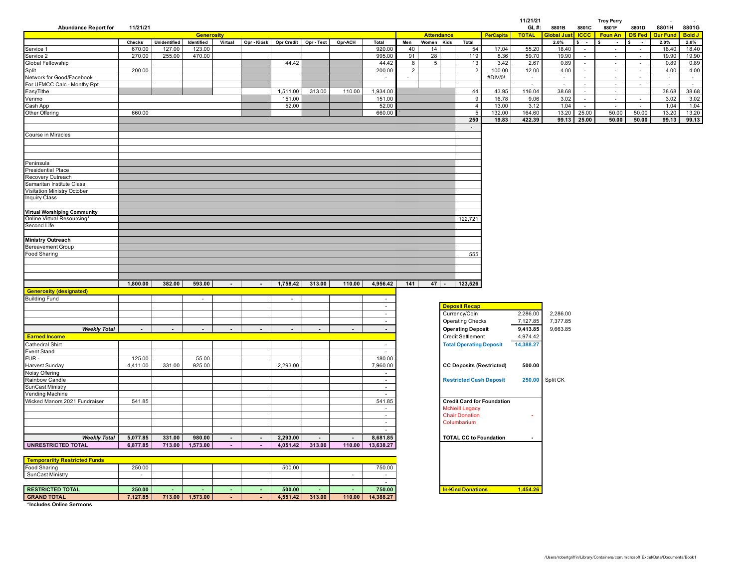**Abundance Report for** 11/21/21

| | Generosity | | | | | | | | | Attendance | | | | PerCapita | 11/21/21 GL #: TOTAL | 8801B Global Just | 8801C ICCC | Troy Perry 8801F Foun An | 8801D DS Fed | - 8801H Our Fund | - 8801G Bold J |
|---|---|---|---|---|---|---|---|---|---|---|---|---|---|---|---|---|---|---|---|---|---|
| | Checks | Unidentified | Identified | Virtual | Opr - Kiosk | Opr Credit | Opr - Text | Opr-ACH | Total | Men | Women | Kids | Total | | | 2.0% | $ - | $ - | $ - | 2.0% | 2.0% |
| Service 1 | 670.00 | 127.00 | 123.00 | | | | | | 920.00 | 40 | 14 | | 54 | 17.04 | 55.20 | 18.40 | - | - | - | 18.40 | 18.40 |
| Service 2 | 270.00 | 255.00 | 470.00 | | | | | | 995.00 | 91 | 28 | | 119 | 8.36 | 59.70 | 19.90 | - | - | - | 19.90 | 19.90 |
| Global Fellowship | | | | | | 44.42 | | | 44.42 | 8 | 5 | | 13 | 3.42 | 2.67 | 0.89 | - | - | - | 0.89 | 0.89 |
| Split | 200.00 | | | | | | | | 200.00 | 2 | | | 2 | 100.00 | 12.00 | 4.00 | - | - | - | 4.00 | 4.00 |
| Network for Good/Facebook | | | | | | | | | - | - | | | | #DIV/0! | - | - | - | - | - | - | - |
| For UFMCC Calc - Monthy Rpt | | | | | | | | | | | | | | | - | - | - | - | - | - | - |
| EasyTithe | | | | | | 1,511.00 | 313.00 | 110.00 | 1,934.00 | | | | 44 | 43.95 | 116.04 | 38.68 | - | - | | 38.68 | 38.68 |
| Venmo | | | | | | 151.00 | | | 151.00 | | | | 9 | 16.78 | 9.06 | 3.02 | - | - | - | 3.02 | 3.02 |
| Cash App | | | | | | 52.00 | | | 52.00 | | | | 4 | 13.00 | 3.12 | 1.04 | - | - | - | 1.04 | 1.04 |
| Other Offering | 660.00 | | | | | | | | 660.00 | ` | | | 5 | 132.00 | 164.60 | 13.20 | 25.00 | 50.00 | 50.00 | 13.20 | 13.20 |
| | | | | | | | | | | | | | 250 | 19.83 | 422.39 | 99.13 | 25.00 | 50.00 | 50.00 | 99.13 | 99.13 |
| | | | | | | | | | | | | | - | | | | | | | | |
| Course in Miracles | | | | | | | | | | | | | | | | | | | | | |
| Peninsula | | | | | | | | | | | | | | | | | | | | | |
| Presidential Place | | | | | | | | | | | | | | | | | | | | | |
| Recovery Outreach | | | | | | | | | | | | | | | | | | | | | |
| Samaritan Institute Class | | | | | | | | | | | | | | | | | | | | | |
| Visitation Ministry October | | | | | | | | | | | | | | | | | | | | | |
| Inquiry Class | | | | | | | | | | | | | | | | | | | | | |
| **Virtual Worshiping Community** | | | | | | | | | | | | | | | | | | | | | |
| Online Virtual Resourcing* | | | | | | | | | | | | | 122,721 | | | | | | | | |
| Second Life | | | | | | | | | | | | | | | | | | | | | |
| **Ministry Outreach** | | | | | | | | | | | | | | | | | | | | | |
| Bereavement Group | | | | | | | | | | | | | | | | | | | | | |
| Food Sharing | | | | | | | | | | | | | 555 | | | | | | | | |
| | 1,800.00 | 382.00 | 593.00 | - | - | 1,758.42 | 313.00 | 110.00 | 4,956.42 | 141 | 47 | - | 123,526 | | | | | | | | |

| | Checks | Unidentified | Identified | Virtual | Opr - Kiosk | Opr Credit | Opr - Text | Opr-ACH | Total |
|---|---|---|---|---|---|---|---|---|---|
| **Generosity (designated)** | | | | | | | | | |
| Building Fund | | | - | | | - | | | - |
| | | | | | | | | | - |
| | | | | | | | | | - |
| | | | | | | | | | - |
| ***Weekly Total*** | - | - | - | - | - | - | - | - | - |
| **Earned Income** | | | | | | | | | |
| Cathedral Shirt | | | | | | | | | - |
| Event Stand | | | | | | | | | - |
| FUR - | 125.00 | | 55.00 | | | | | | 180.00 |
| Harvest Sunday | 4,411.00 | 331.00 | 925.00 | | | 2,293.00 | | | 7,960.00 |
| Noisy Offering | | | | | | | | | - |
| Rainbow Candle | | | | | | | | | - |
| SunCast Ministry | | | | | | | | | - |
| Vending Machine | | | | | | | | | - |
| Wicked Manors 2021 Fundraiser | 541.85 | | | | | | | | 541.85 |
| | | | | | | | | | - |
| | | | | | | | | | - |
| | | | | | | | | | - |
| | | | | | | | | | - |
| ***Weekly Total*** | 5,077.85 | 331.00 | 980.00 | - | - | 2,293.00 | - | - | 8,681.85 |
| **UNRESTRICTED TOTAL** | 6,877.85 | 713.00 | 1,573.00 | - | - | 4,051.42 | 313.00 | 110.00 | 13,638.27 |
| **Temporarilty Restricted Funds** | | | | | | | | | |
| Food Sharing | 250.00 | | | | | 500.00 | | | 750.00 |
| SunCast Ministry | - | | | | | | | - | - |
| | | | | | | | | | - |
| **RESTRICTED TOTAL** | 250.00 | - | - | - | - | 500.00 | - | - | 750.00 |
| **GRAND TOTAL** | 7,127.85 | 713.00 | 1,573.00 | - | - | 4,551.42 | 313.00 | 110.00 | 14,388.27 |

**Includes Online Sermons*

| **Deposit Recap** | | |
|---|---|---|
| Currency/Coin | 2,286.00 | 2,286.00 |
| Operating Checks | 7,127.85 | 7,377.85 |
| **Operating Deposit** | 9,413.85 | 9,663.85 |
| Credit Settlement | 4,974.42 | |
| **Total Operating Deposit** | 14,388.27 | |
| **CC Deposits (Restricted)** | 500.00 | |
| **Restricted Cash Deposit** | 250.00 | Split CK |
| **Credit Card for Foundation** | | |
| McNeill Legacy | | |
| Chair Donation | - | |
| Columbarium | | |
| **TOTAL CC to Foundation** | - | |
| **In-Kind Donations** | 1,454.26 | |

/Users/robertgriffin/Library/Containers/com.microsoft.Excel/Data/Documents/Book1